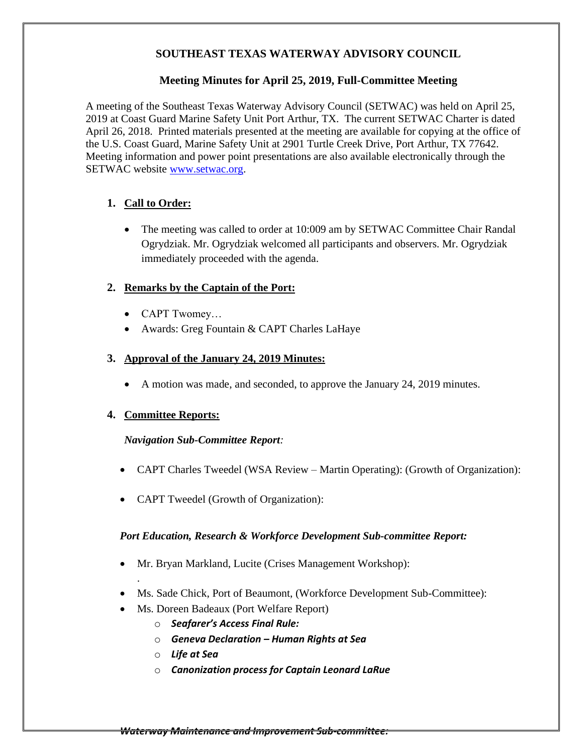# SOUTHEAST TEXAS WATERWAY ADVISORY COUNCIL

## Meeting Minutes for April 25, 2019, Full-Committee Meeting

A meeting of the Southeast Texas Waterway Advisory Council (SETWAC) was held on April 25, 2019 at Coast Guard Marine Safety Unit Port Arthur, TX. The current SETWAC Charter is dated April 26, 2018. Printed materials presented at the meeting are available for copying at the office of the U.S. Coast Guard, Marine Safety Unit at 2901 Turtle Creek Drive, Port Arthur, TX 77642. Meeting information and power point presentations are also available electronically through the SETWAC website www.setwac.org.

1. **Call to Order:**

   - The meeting was called to order at 10:009 am by SETWAC Committee Chair Randal Ogrydziak. Mr. Ogrydziak welcomed all participants and observers. Mr. Ogrydziak immediately proceeded with the agenda.

2. **Remarks by the Captain of the Port:**

   - CAPT Twomey…
   - Awards: Greg Fountain & CAPT Charles LaHaye

3. **Approval of the January 24, 2019 Minutes:**

   - A motion was made, and seconded, to approve the January 24, 2019 minutes.

4. **Committee Reports:**

   ***Navigation Sub-Committee Report:***

   - CAPT Charles Tweedel (WSA Review – Martin Operating): (Growth of Organization):
   - CAPT Tweedel (Growth of Organization):

   ***Port Education, Research & Workforce Development Sub-committee Report:***

   - Mr. Bryan Markland, Lucite (Crises Management Workshop):
     .
   - Ms. Sade Chick, Port of Beaumont, (Workforce Development Sub-Committee):
   - Ms. Doreen Badeaux (Port Welfare Report)
     - ***Seafarer's Access Final Rule:***
     - ***Geneva Declaration – Human Rights at Sea***
     - ***Life at Sea***
     - ***Canonization process for Captain Leonard LaRue***

   ***Waterway Maintenance and Improvement Sub-committee:***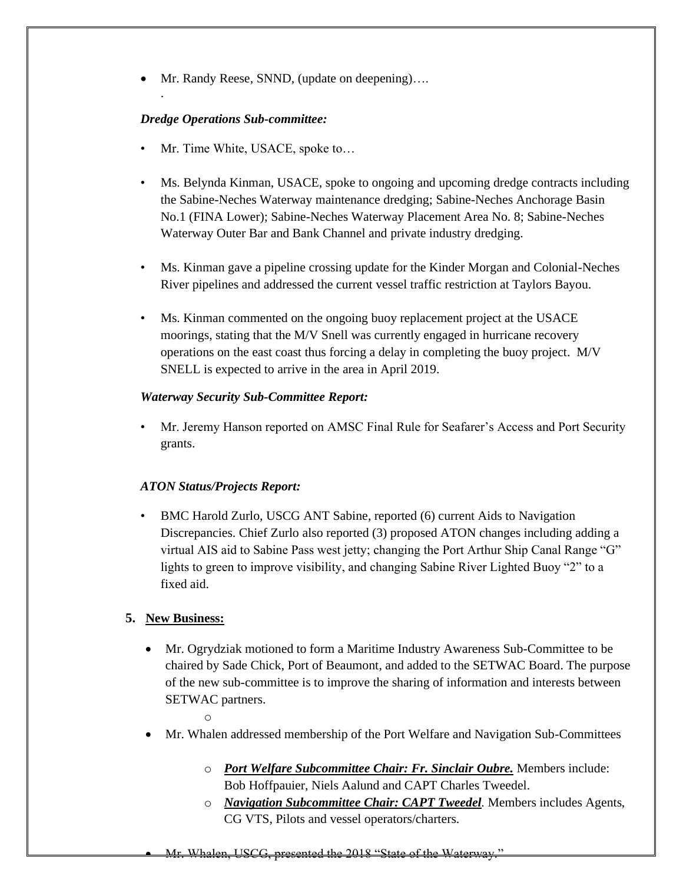- Mr. Randy Reese, SNND, (update on deepening)….

  .

***Dredge Operations Sub-committee:***

- Mr. Time White, USACE, spoke to…

- Ms. Belynda Kinman, USACE, spoke to ongoing and upcoming dredge contracts including the Sabine-Neches Waterway maintenance dredging; Sabine-Neches Anchorage Basin No.1 (FINA Lower); Sabine-Neches Waterway Placement Area No. 8; Sabine-Neches Waterway Outer Bar and Bank Channel and private industry dredging.

- Ms. Kinman gave a pipeline crossing update for the Kinder Morgan and Colonial-Neches River pipelines and addressed the current vessel traffic restriction at Taylors Bayou.

- Ms. Kinman commented on the ongoing buoy replacement project at the USACE moorings, stating that the M/V Snell was currently engaged in hurricane recovery operations on the east coast thus forcing a delay in completing the buoy project. M/V SNELL is expected to arrive in the area in April 2019.

***Waterway Security Sub-Committee Report:***

- Mr. Jeremy Hanson reported on AMSC Final Rule for Seafarer's Access and Port Security grants.

***ATON Status/Projects Report:***

- BMC Harold Zurlo, USCG ANT Sabine, reported (6) current Aids to Navigation Discrepancies. Chief Zurlo also reported (3) proposed ATON changes including adding a virtual AIS aid to Sabine Pass west jetty; changing the Port Arthur Ship Canal Range "G" lights to green to improve visibility, and changing Sabine River Lighted Buoy "2" to a fixed aid.

5. **New Business:**

- Mr. Ogrydziak motioned to form a Maritime Industry Awareness Sub-Committee to be chaired by Sade Chick, Port of Beaumont, and added to the SETWAC Board. The purpose of the new sub-committee is to improve the sharing of information and interests between SETWAC partners.
  - 
- Mr. Whalen addressed membership of the Port Welfare and Navigation Sub-Committees
  - ***Port Welfare Subcommittee Chair: Fr. Sinclair Oubre.*** Members include: Bob Hoffpauier, Niels Aalund and CAPT Charles Tweedel.
  - ***Navigation Subcommittee Chair: CAPT Tweedel***. Members includes Agents, CG VTS, Pilots and vessel operators/charters.

- Mr. Whalen, USCG, presented the 2018 "State of the Waterway."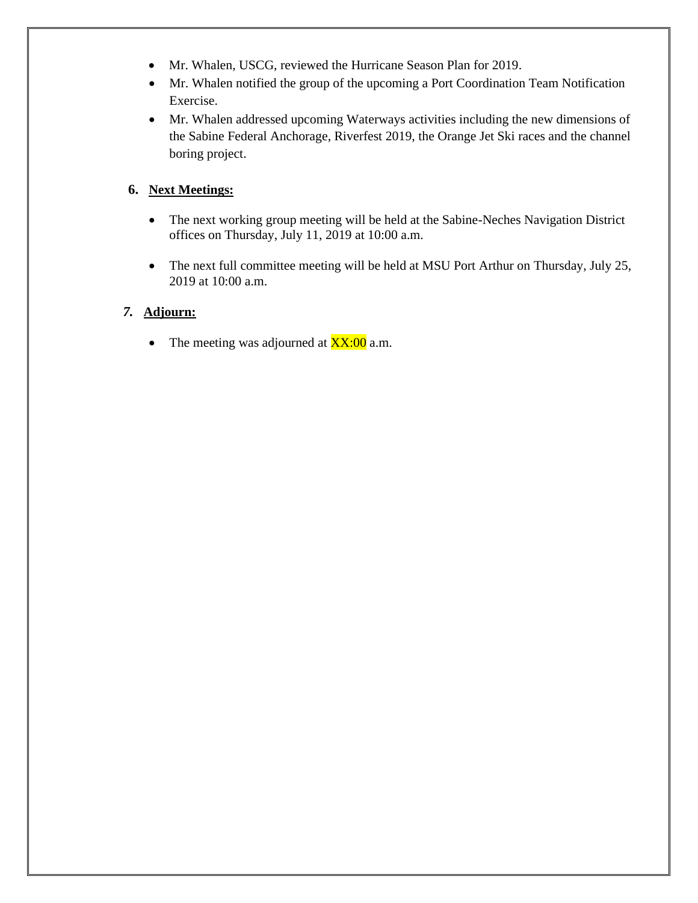- Mr. Whalen, USCG, reviewed the Hurricane Season Plan for 2019.
- Mr. Whalen notified the group of the upcoming a Port Coordination Team Notification Exercise.
- Mr. Whalen addressed upcoming Waterways activities including the new dimensions of the Sabine Federal Anchorage, Riverfest 2019, the Orange Jet Ski races and the channel boring project.

**6. Next Meetings:**

- The next working group meeting will be held at the Sabine-Neches Navigation District offices on Thursday, July 11, 2019 at 10:00 a.m.

- The next full committee meeting will be held at MSU Port Arthur on Thursday, July 25, 2019 at 10:00 a.m.

***7.* Adjourn:**

- The meeting was adjourned at XX:00 a.m.